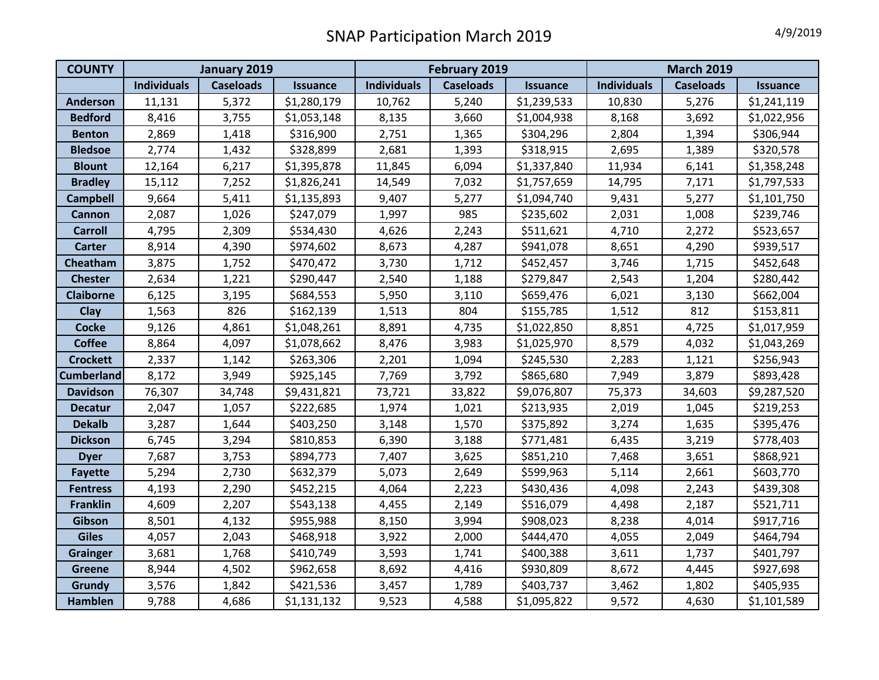# SNAP Participation March 2019

4/9/2019

| COUNTY | January 2019 | | | February 2019 | | | March 2019 | | |
|---|---|---|---|---|---|---|---|---|---|
| | Individuals | Caseloads | Issuance | Individuals | Caseloads | Issuance | Individuals | Caseloads | Issuance |
| Anderson | 11,131 | 5,372 | $1,280,179 | 10,762 | 5,240 | $1,239,533 | 10,830 | 5,276 | $1,241,119 |
| Bedford | 8,416 | 3,755 | $1,053,148 | 8,135 | 3,660 | $1,004,938 | 8,168 | 3,692 | $1,022,956 |
| Benton | 2,869 | 1,418 | $316,900 | 2,751 | 1,365 | $304,296 | 2,804 | 1,394 | $306,944 |
| Bledsoe | 2,774 | 1,432 | $328,899 | 2,681 | 1,393 | $318,915 | 2,695 | 1,389 | $320,578 |
| Blount | 12,164 | 6,217 | $1,395,878 | 11,845 | 6,094 | $1,337,840 | 11,934 | 6,141 | $1,358,248 |
| Bradley | 15,112 | 7,252 | $1,826,241 | 14,549 | 7,032 | $1,757,659 | 14,795 | 7,171 | $1,797,533 |
| Campbell | 9,664 | 5,411 | $1,135,893 | 9,407 | 5,277 | $1,094,740 | 9,431 | 5,277 | $1,101,750 |
| Cannon | 2,087 | 1,026 | $247,079 | 1,997 | 985 | $235,602 | 2,031 | 1,008 | $239,746 |
| Carroll | 4,795 | 2,309 | $534,430 | 4,626 | 2,243 | $511,621 | 4,710 | 2,272 | $523,657 |
| Carter | 8,914 | 4,390 | $974,602 | 8,673 | 4,287 | $941,078 | 8,651 | 4,290 | $939,517 |
| Cheatham | 3,875 | 1,752 | $470,472 | 3,730 | 1,712 | $452,457 | 3,746 | 1,715 | $452,648 |
| Chester | 2,634 | 1,221 | $290,447 | 2,540 | 1,188 | $279,847 | 2,543 | 1,204 | $280,442 |
| Claiborne | 6,125 | 3,195 | $684,553 | 5,950 | 3,110 | $659,476 | 6,021 | 3,130 | $662,004 |
| Clay | 1,563 | 826 | $162,139 | 1,513 | 804 | $155,785 | 1,512 | 812 | $153,811 |
| Cocke | 9,126 | 4,861 | $1,048,261 | 8,891 | 4,735 | $1,022,850 | 8,851 | 4,725 | $1,017,959 |
| Coffee | 8,864 | 4,097 | $1,078,662 | 8,476 | 3,983 | $1,025,970 | 8,579 | 4,032 | $1,043,269 |
| Crockett | 2,337 | 1,142 | $263,306 | 2,201 | 1,094 | $245,530 | 2,283 | 1,121 | $256,943 |
| Cumberland | 8,172 | 3,949 | $925,145 | 7,769 | 3,792 | $865,680 | 7,949 | 3,879 | $893,428 |
| Davidson | 76,307 | 34,748 | $9,431,821 | 73,721 | 33,822 | $9,076,807 | 75,373 | 34,603 | $9,287,520 |
| Decatur | 2,047 | 1,057 | $222,685 | 1,974 | 1,021 | $213,935 | 2,019 | 1,045 | $219,253 |
| Dekalb | 3,287 | 1,644 | $403,250 | 3,148 | 1,570 | $375,892 | 3,274 | 1,635 | $395,476 |
| Dickson | 6,745 | 3,294 | $810,853 | 6,390 | 3,188 | $771,481 | 6,435 | 3,219 | $778,403 |
| Dyer | 7,687 | 3,753 | $894,773 | 7,407 | 3,625 | $851,210 | 7,468 | 3,651 | $868,921 |
| Fayette | 5,294 | 2,730 | $632,379 | 5,073 | 2,649 | $599,963 | 5,114 | 2,661 | $603,770 |
| Fentress | 4,193 | 2,290 | $452,215 | 4,064 | 2,223 | $430,436 | 4,098 | 2,243 | $439,308 |
| Franklin | 4,609 | 2,207 | $543,138 | 4,455 | 2,149 | $516,079 | 4,498 | 2,187 | $521,711 |
| Gibson | 8,501 | 4,132 | $955,988 | 8,150 | 3,994 | $908,023 | 8,238 | 4,014 | $917,716 |
| Giles | 4,057 | 2,043 | $468,918 | 3,922 | 2,000 | $444,470 | 4,055 | 2,049 | $464,794 |
| Grainger | 3,681 | 1,768 | $410,749 | 3,593 | 1,741 | $400,388 | 3,611 | 1,737 | $401,797 |
| Greene | 8,944 | 4,502 | $962,658 | 8,692 | 4,416 | $930,809 | 8,672 | 4,445 | $927,698 |
| Grundy | 3,576 | 1,842 | $421,536 | 3,457 | 1,789 | $403,737 | 3,462 | 1,802 | $405,935 |
| Hamblen | 9,788 | 4,686 | $1,131,132 | 9,523 | 4,588 | $1,095,822 | 9,572 | 4,630 | $1,101,589 |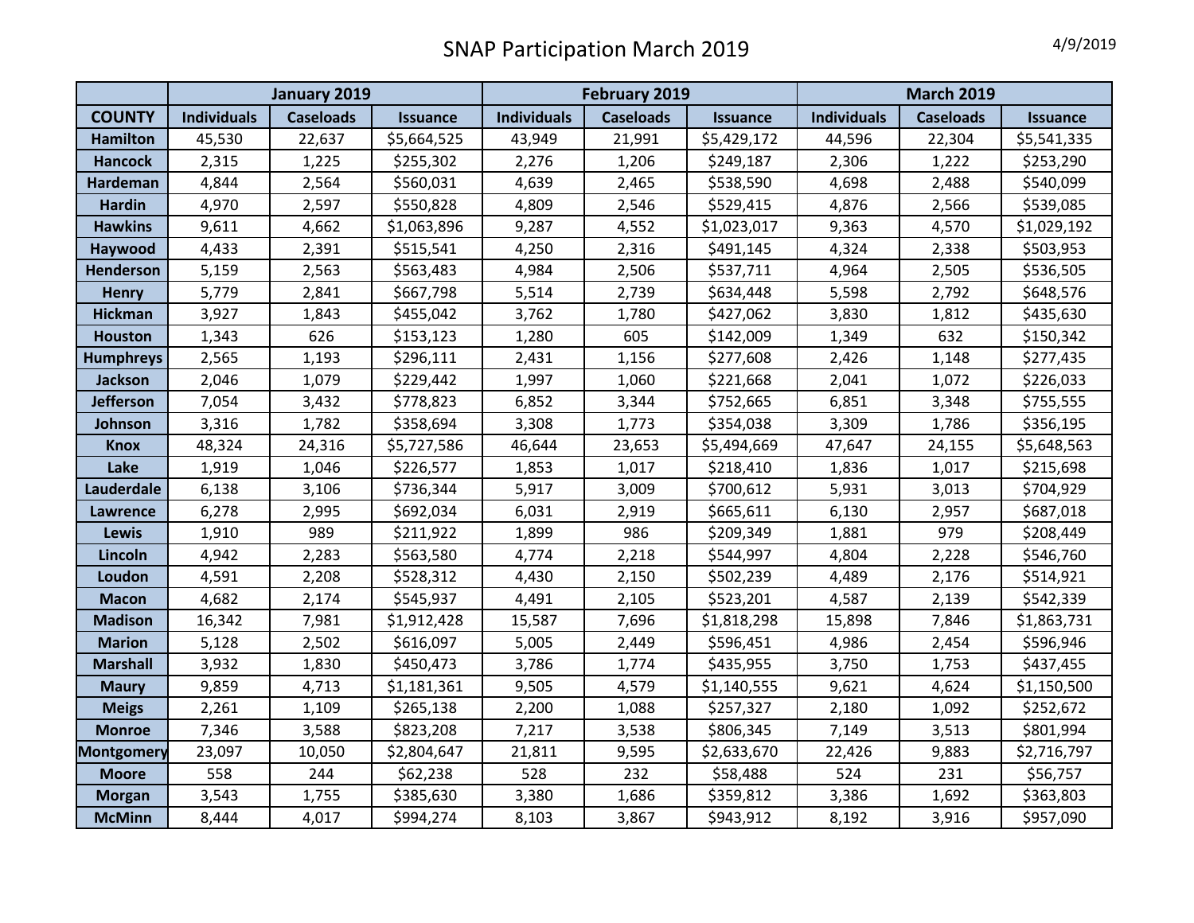# SNAP Participation March 2019

4/9/2019

| | January 2019 | | | February 2019 | | | March 2019 | | |
|---|---|---|---|---|---|---|---|---|---|
| **COUNTY** | **Individuals** | **Caseloads** | **Issuance** | **Individuals** | **Caseloads** | **Issuance** | **Individuals** | **Caseloads** | **Issuance** |
| **Hamilton** | 45,530 | 22,637 | $5,664,525 | 43,949 | 21,991 | $5,429,172 | 44,596 | 22,304 | $5,541,335 |
| **Hancock** | 2,315 | 1,225 | $255,302 | 2,276 | 1,206 | $249,187 | 2,306 | 1,222 | $253,290 |
| **Hardeman** | 4,844 | 2,564 | $560,031 | 4,639 | 2,465 | $538,590 | 4,698 | 2,488 | $540,099 |
| **Hardin** | 4,970 | 2,597 | $550,828 | 4,809 | 2,546 | $529,415 | 4,876 | 2,566 | $539,085 |
| **Hawkins** | 9,611 | 4,662 | $1,063,896 | 9,287 | 4,552 | $1,023,017 | 9,363 | 4,570 | $1,029,192 |
| **Haywood** | 4,433 | 2,391 | $515,541 | 4,250 | 2,316 | $491,145 | 4,324 | 2,338 | $503,953 |
| **Henderson** | 5,159 | 2,563 | $563,483 | 4,984 | 2,506 | $537,711 | 4,964 | 2,505 | $536,505 |
| **Henry** | 5,779 | 2,841 | $667,798 | 5,514 | 2,739 | $634,448 | 5,598 | 2,792 | $648,576 |
| **Hickman** | 3,927 | 1,843 | $455,042 | 3,762 | 1,780 | $427,062 | 3,830 | 1,812 | $435,630 |
| **Houston** | 1,343 | 626 | $153,123 | 1,280 | 605 | $142,009 | 1,349 | 632 | $150,342 |
| **Humphreys** | 2,565 | 1,193 | $296,111 | 2,431 | 1,156 | $277,608 | 2,426 | 1,148 | $277,435 |
| **Jackson** | 2,046 | 1,079 | $229,442 | 1,997 | 1,060 | $221,668 | 2,041 | 1,072 | $226,033 |
| **Jefferson** | 7,054 | 3,432 | $778,823 | 6,852 | 3,344 | $752,665 | 6,851 | 3,348 | $755,555 |
| **Johnson** | 3,316 | 1,782 | $358,694 | 3,308 | 1,773 | $354,038 | 3,309 | 1,786 | $356,195 |
| **Knox** | 48,324 | 24,316 | $5,727,586 | 46,644 | 23,653 | $5,494,669 | 47,647 | 24,155 | $5,648,563 |
| **Lake** | 1,919 | 1,046 | $226,577 | 1,853 | 1,017 | $218,410 | 1,836 | 1,017 | $215,698 |
| **Lauderdale** | 6,138 | 3,106 | $736,344 | 5,917 | 3,009 | $700,612 | 5,931 | 3,013 | $704,929 |
| **Lawrence** | 6,278 | 2,995 | $692,034 | 6,031 | 2,919 | $665,611 | 6,130 | 2,957 | $687,018 |
| **Lewis** | 1,910 | 989 | $211,922 | 1,899 | 986 | $209,349 | 1,881 | 979 | $208,449 |
| **Lincoln** | 4,942 | 2,283 | $563,580 | 4,774 | 2,218 | $544,997 | 4,804 | 2,228 | $546,760 |
| **Loudon** | 4,591 | 2,208 | $528,312 | 4,430 | 2,150 | $502,239 | 4,489 | 2,176 | $514,921 |
| **Macon** | 4,682 | 2,174 | $545,937 | 4,491 | 2,105 | $523,201 | 4,587 | 2,139 | $542,339 |
| **Madison** | 16,342 | 7,981 | $1,912,428 | 15,587 | 7,696 | $1,818,298 | 15,898 | 7,846 | $1,863,731 |
| **Marion** | 5,128 | 2,502 | $616,097 | 5,005 | 2,449 | $596,451 | 4,986 | 2,454 | $596,946 |
| **Marshall** | 3,932 | 1,830 | $450,473 | 3,786 | 1,774 | $435,955 | 3,750 | 1,753 | $437,455 |
| **Maury** | 9,859 | 4,713 | $1,181,361 | 9,505 | 4,579 | $1,140,555 | 9,621 | 4,624 | $1,150,500 |
| **Meigs** | 2,261 | 1,109 | $265,138 | 2,200 | 1,088 | $257,327 | 2,180 | 1,092 | $252,672 |
| **Monroe** | 7,346 | 3,588 | $823,208 | 7,217 | 3,538 | $806,345 | 7,149 | 3,513 | $801,994 |
| **Montgomery** | 23,097 | 10,050 | $2,804,647 | 21,811 | 9,595 | $2,633,670 | 22,426 | 9,883 | $2,716,797 |
| **Moore** | 558 | 244 | $62,238 | 528 | 232 | $58,488 | 524 | 231 | $56,757 |
| **Morgan** | 3,543 | 1,755 | $385,630 | 3,380 | 1,686 | $359,812 | 3,386 | 1,692 | $363,803 |
| **McMinn** | 8,444 | 4,017 | $994,274 | 8,103 | 3,867 | $943,912 | 8,192 | 3,916 | $957,090 |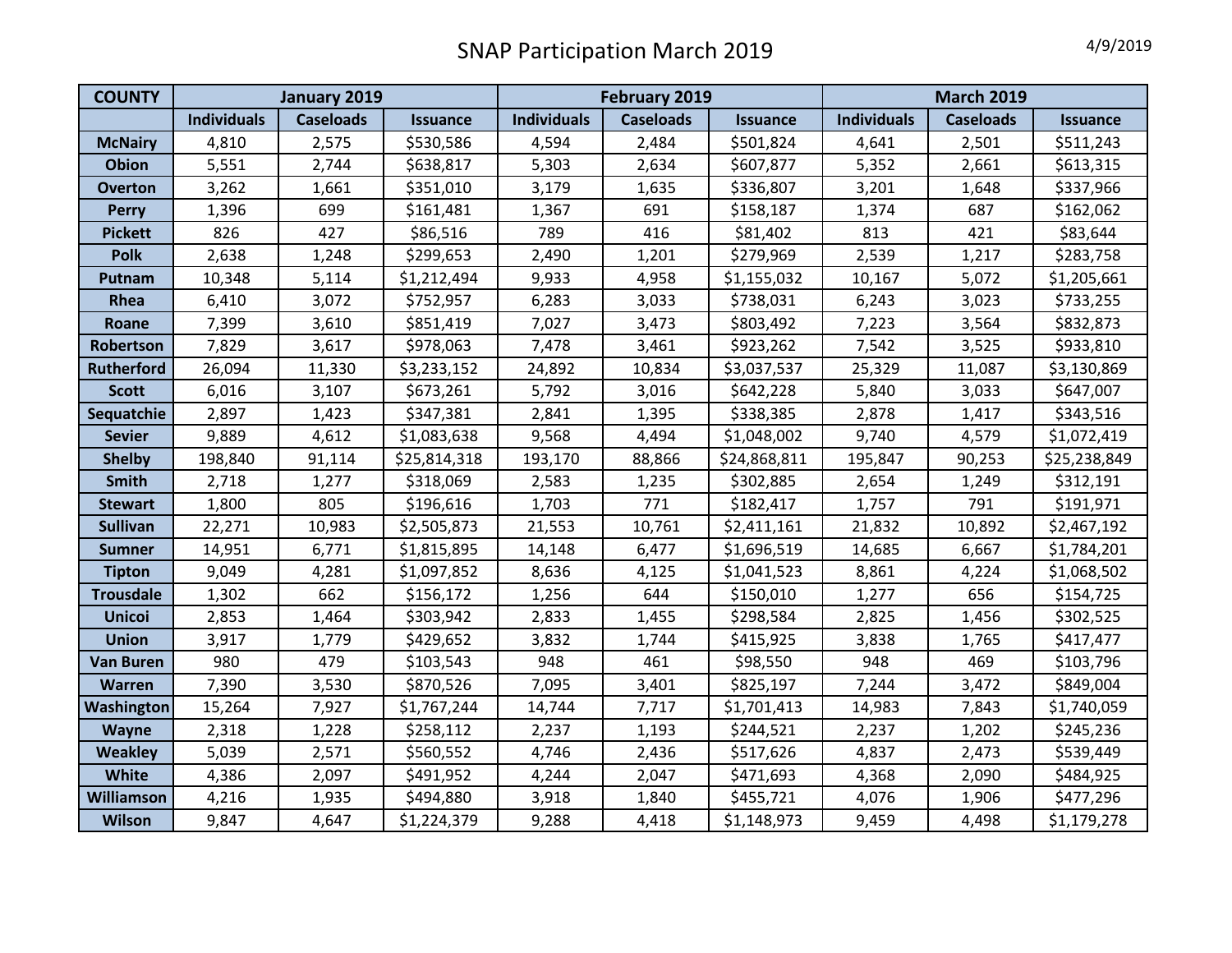# SNAP Participation March 2019

4/9/2019

| COUNTY | January 2019 | | | February 2019 | | | March 2019 | | |
|---|---|---|---|---|---|---|---|---|---|
| | Individuals | Caseloads | Issuance | Individuals | Caseloads | Issuance | Individuals | Caseloads | Issuance |
| McNairy | 4,810 | 2,575 | $530,586 | 4,594 | 2,484 | $501,824 | 4,641 | 2,501 | $511,243 |
| Obion | 5,551 | 2,744 | $638,817 | 5,303 | 2,634 | $607,877 | 5,352 | 2,661 | $613,315 |
| Overton | 3,262 | 1,661 | $351,010 | 3,179 | 1,635 | $336,807 | 3,201 | 1,648 | $337,966 |
| Perry | 1,396 | 699 | $161,481 | 1,367 | 691 | $158,187 | 1,374 | 687 | $162,062 |
| Pickett | 826 | 427 | $86,516 | 789 | 416 | $81,402 | 813 | 421 | $83,644 |
| Polk | 2,638 | 1,248 | $299,653 | 2,490 | 1,201 | $279,969 | 2,539 | 1,217 | $283,758 |
| Putnam | 10,348 | 5,114 | $1,212,494 | 9,933 | 4,958 | $1,155,032 | 10,167 | 5,072 | $1,205,661 |
| Rhea | 6,410 | 3,072 | $752,957 | 6,283 | 3,033 | $738,031 | 6,243 | 3,023 | $733,255 |
| Roane | 7,399 | 3,610 | $851,419 | 7,027 | 3,473 | $803,492 | 7,223 | 3,564 | $832,873 |
| Robertson | 7,829 | 3,617 | $978,063 | 7,478 | 3,461 | $923,262 | 7,542 | 3,525 | $933,810 |
| Rutherford | 26,094 | 11,330 | $3,233,152 | 24,892 | 10,834 | $3,037,537 | 25,329 | 11,087 | $3,130,869 |
| Scott | 6,016 | 3,107 | $673,261 | 5,792 | 3,016 | $642,228 | 5,840 | 3,033 | $647,007 |
| Sequatchie | 2,897 | 1,423 | $347,381 | 2,841 | 1,395 | $338,385 | 2,878 | 1,417 | $343,516 |
| Sevier | 9,889 | 4,612 | $1,083,638 | 9,568 | 4,494 | $1,048,002 | 9,740 | 4,579 | $1,072,419 |
| Shelby | 198,840 | 91,114 | $25,814,318 | 193,170 | 88,866 | $24,868,811 | 195,847 | 90,253 | $25,238,849 |
| Smith | 2,718 | 1,277 | $318,069 | 2,583 | 1,235 | $302,885 | 2,654 | 1,249 | $312,191 |
| Stewart | 1,800 | 805 | $196,616 | 1,703 | 771 | $182,417 | 1,757 | 791 | $191,971 |
| Sullivan | 22,271 | 10,983 | $2,505,873 | 21,553 | 10,761 | $2,411,161 | 21,832 | 10,892 | $2,467,192 |
| Sumner | 14,951 | 6,771 | $1,815,895 | 14,148 | 6,477 | $1,696,519 | 14,685 | 6,667 | $1,784,201 |
| Tipton | 9,049 | 4,281 | $1,097,852 | 8,636 | 4,125 | $1,041,523 | 8,861 | 4,224 | $1,068,502 |
| Trousdale | 1,302 | 662 | $156,172 | 1,256 | 644 | $150,010 | 1,277 | 656 | $154,725 |
| Unicoi | 2,853 | 1,464 | $303,942 | 2,833 | 1,455 | $298,584 | 2,825 | 1,456 | $302,525 |
| Union | 3,917 | 1,779 | $429,652 | 3,832 | 1,744 | $415,925 | 3,838 | 1,765 | $417,477 |
| Van Buren | 980 | 479 | $103,543 | 948 | 461 | $98,550 | 948 | 469 | $103,796 |
| Warren | 7,390 | 3,530 | $870,526 | 7,095 | 3,401 | $825,197 | 7,244 | 3,472 | $849,004 |
| Washington | 15,264 | 7,927 | $1,767,244 | 14,744 | 7,717 | $1,701,413 | 14,983 | 7,843 | $1,740,059 |
| Wayne | 2,318 | 1,228 | $258,112 | 2,237 | 1,193 | $244,521 | 2,237 | 1,202 | $245,236 |
| Weakley | 5,039 | 2,571 | $560,552 | 4,746 | 2,436 | $517,626 | 4,837 | 2,473 | $539,449 |
| White | 4,386 | 2,097 | $491,952 | 4,244 | 2,047 | $471,693 | 4,368 | 2,090 | $484,925 |
| Williamson | 4,216 | 1,935 | $494,880 | 3,918 | 1,840 | $455,721 | 4,076 | 1,906 | $477,296 |
| Wilson | 9,847 | 4,647 | $1,224,379 | 9,288 | 4,418 | $1,148,973 | 9,459 | 4,498 | $1,179,278 |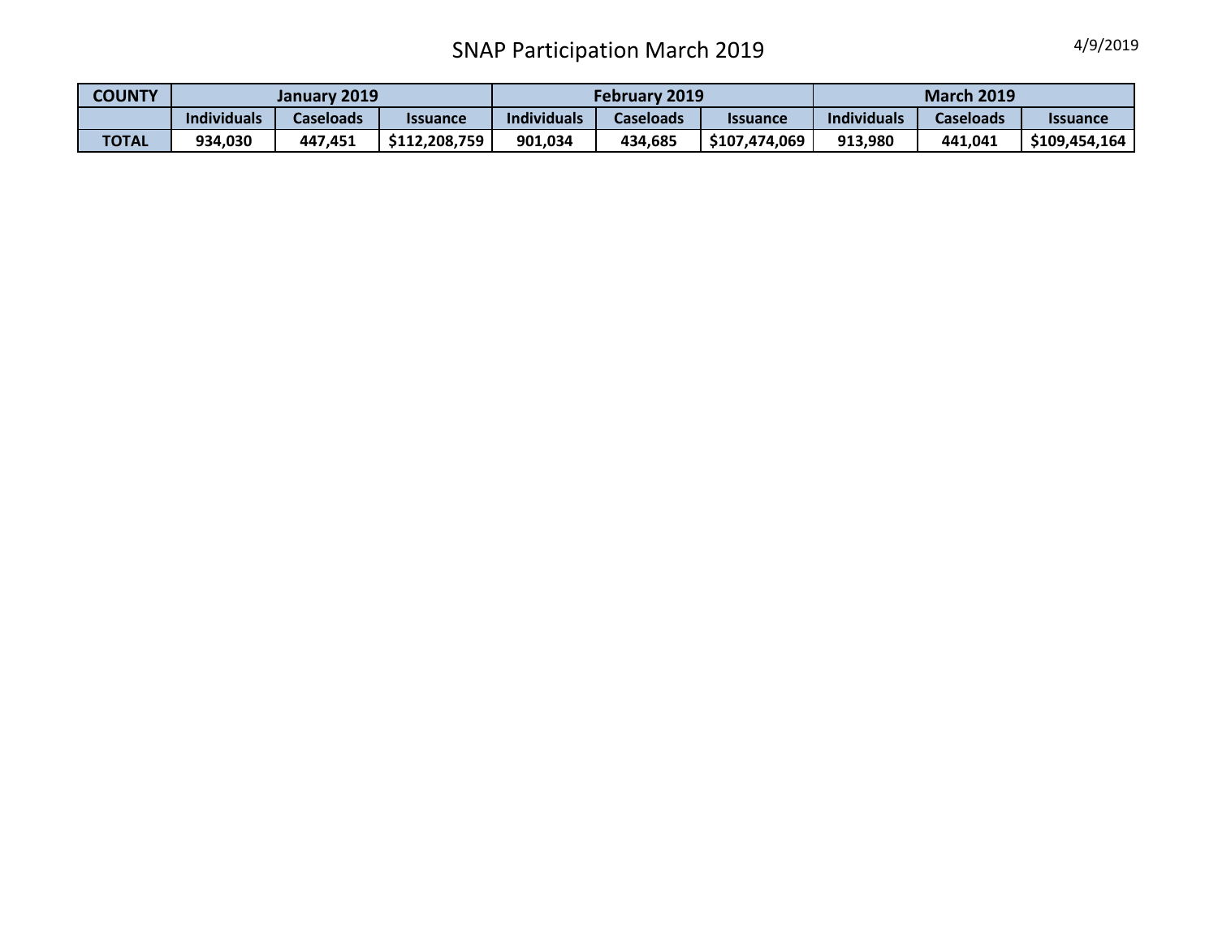# SNAP Participation March 2019

4/9/2019

| COUNTY | January 2019 | | | February 2019 | | | March 2019 | | |
|---|---|---|---|---|---|---|---|---|---|
| | Individuals | Caseloads | Issuance | Individuals | Caseloads | Issuance | Individuals | Caseloads | Issuance |
| TOTAL | 934,030 | 447,451 | $112,208,759 | 901,034 | 434,685 | $107,474,069 | 913,980 | 441,041 | $109,454,164 |